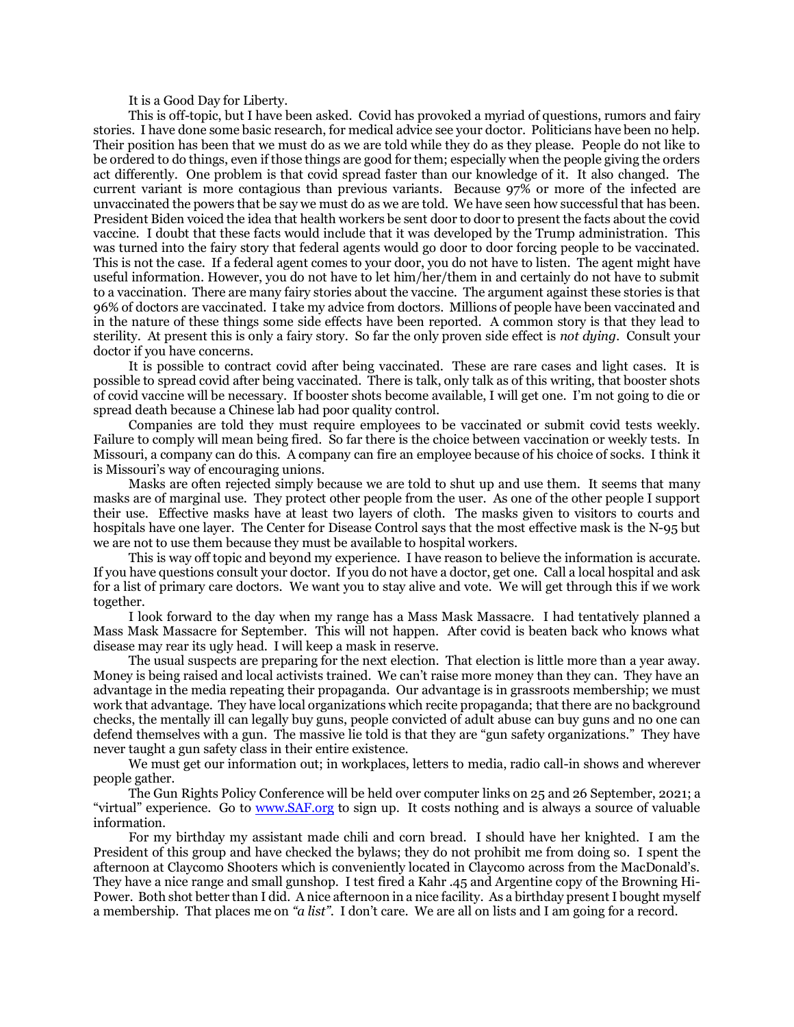It is a Good Day for Liberty.

This is off-topic, but I have been asked. Covid has provoked a myriad of questions, rumors and fairy stories. I have done some basic research, for medical advice see your doctor. Politicians have been no help. Their position has been that we must do as we are told while they do as they please. People do not like to be ordered to do things, even if those things are good for them; especially when the people giving the orders act differently. One problem is that covid spread faster than our knowledge of it. It also changed. The current variant is more contagious than previous variants. Because 97% or more of the infected are unvaccinated the powers that be say we must do as we are told. We have seen how successful that has been. President Biden voiced the idea that health workers be sent door to door to present the facts about the covid vaccine. I doubt that these facts would include that it was developed by the Trump administration. This was turned into the fairy story that federal agents would go door to door forcing people to be vaccinated. This is not the case. If a federal agent comes to your door, you do not have to listen. The agent might have useful information. However, you do not have to let him/her/them in and certainly do not have to submit to a vaccination. There are many fairy stories about the vaccine. The argument against these stories is that 96% of doctors are vaccinated. I take my advice from doctors. Millions of people have been vaccinated and in the nature of these things some side effects have been reported. A common story is that they lead to sterility. At present this is only a fairy story. So far the only proven side effect is *not dying*. Consult your doctor if you have concerns.

It is possible to contract covid after being vaccinated. These are rare cases and light cases. It is possible to spread covid after being vaccinated. There is talk, only talk as of this writing, that booster shots of covid vaccine will be necessary. If booster shots become available, I will get one. I'm not going to die or spread death because a Chinese lab had poor quality control.

Companies are told they must require employees to be vaccinated or submit covid tests weekly. Failure to comply will mean being fired. So far there is the choice between vaccination or weekly tests. In Missouri, a company can do this. A company can fire an employee because of his choice of socks. I think it is Missouri's way of encouraging unions.

Masks are often rejected simply because we are told to shut up and use them. It seems that many masks are of marginal use. They protect other people from the user. As one of the other people I support their use. Effective masks have at least two layers of cloth. The masks given to visitors to courts and hospitals have one layer. The Center for Disease Control says that the most effective mask is the N-95 but we are not to use them because they must be available to hospital workers.

This is way off topic and beyond my experience. I have reason to believe the information is accurate. If you have questions consult your doctor. If you do not have a doctor, get one. Call a local hospital and ask for a list of primary care doctors. We want you to stay alive and vote. We will get through this if we work together.

I look forward to the day when my range has a Mass Mask Massacre. I had tentatively planned a Mass Mask Massacre for September. This will not happen. After covid is beaten back who knows what disease may rear its ugly head. I will keep a mask in reserve.

The usual suspects are preparing for the next election. That election is little more than a year away. Money is being raised and local activists trained. We can't raise more money than they can. They have an advantage in the media repeating their propaganda. Our advantage is in grassroots membership; we must work that advantage. They have local organizations which recite propaganda; that there are no background checks, the mentally ill can legally buy guns, people convicted of adult abuse can buy guns and no one can defend themselves with a gun. The massive lie told is that they are "gun safety organizations." They have never taught a gun safety class in their entire existence.

We must get our information out; in workplaces, letters to media, radio call-in shows and wherever people gather.

The Gun Rights Policy Conference will be held over computer links on 25 and 26 September, 2021; a "virtual" experience. Go to [www.SAF.org](http://www.SAF.org) to sign up. It costs nothing and is always a source of valuable information.

For my birthday my assistant made chili and corn bread. I should have her knighted. I am the President of this group and have checked the bylaws; they do not prohibit me from doing so. I spent the afternoon at Claycomo Shooters which is conveniently located in Claycomo across from the MacDonald's. They have a nice range and small gunshop. I test fired a Kahr .45 and Argentine copy of the Browning Hi-Power. Both shot better than I did. A nice afternoon in a nice facility. As a birthday present I bought myself a membership. That places me on *"a list"*. I don't care. We are all on lists and I am going for a record.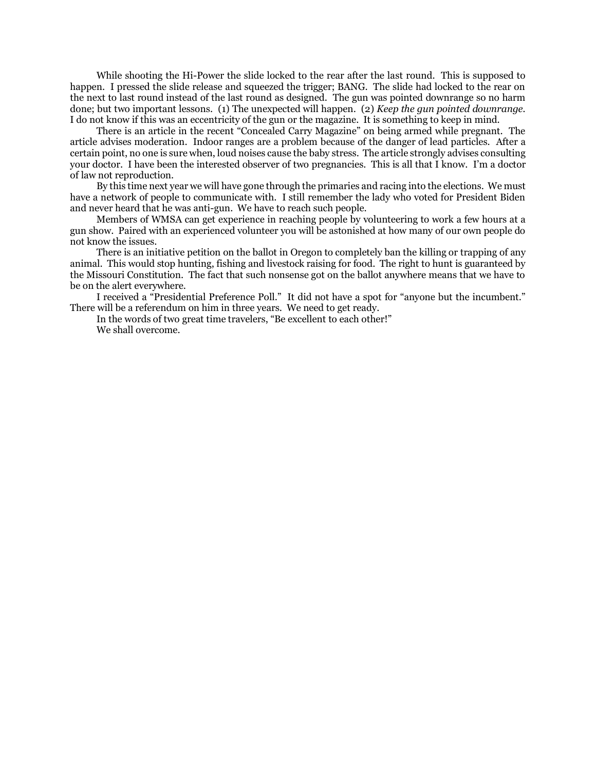While shooting the Hi-Power the slide locked to the rear after the last round. This is supposed to happen. I pressed the slide release and squeezed the trigger; BANG. The slide had locked to the rear on the next to last round instead of the last round as designed. The gun was pointed downrange so no harm done; but two important lessons. (1) The unexpected will happen. (2) *Keep the gun pointed downrange*. I do not know if this was an eccentricity of the gun or the magazine. It is something to keep in mind.

There is an article in the recent "Concealed Carry Magazine" on being armed while pregnant. The article advises moderation. Indoor ranges are a problem because of the danger of lead particles. After a certain point, no one is sure when, loud noises cause the baby stress. The article strongly advises consulting your doctor. I have been the interested observer of two pregnancies. This is all that I know. I'm a doctor of law not reproduction.

By this time next year we will have gone through the primaries and racing into the elections. We must have a network of people to communicate with. I still remember the lady who voted for President Biden and never heard that he was anti-gun. We have to reach such people.

Members of WMSA can get experience in reaching people by volunteering to work a few hours at a gun show. Paired with an experienced volunteer you will be astonished at how many of our own people do not know the issues.

There is an initiative petition on the ballot in Oregon to completely ban the killing or trapping of any animal. This would stop hunting, fishing and livestock raising for food. The right to hunt is guaranteed by the Missouri Constitution. The fact that such nonsense got on the ballot anywhere means that we have to be on the alert everywhere.

I received a "Presidential Preference Poll." It did not have a spot for "anyone but the incumbent." There will be a referendum on him in three years. We need to get ready.

In the words of two great time travelers, "Be excellent to each other!"

We shall overcome.